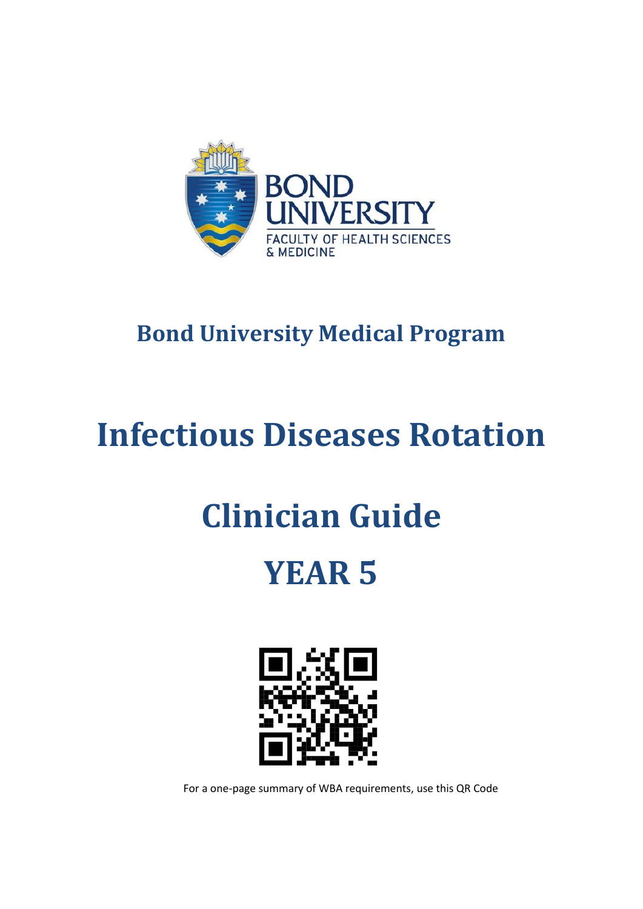BOND UNIVERSITY
FACULTY OF HEALTH SCIENCES & MEDICINE

## Bond University Medical Program

# Infectious Diseases Rotation

# Clinician Guide

# YEAR 5

For a one-page summary of WBA requirements, use this QR Code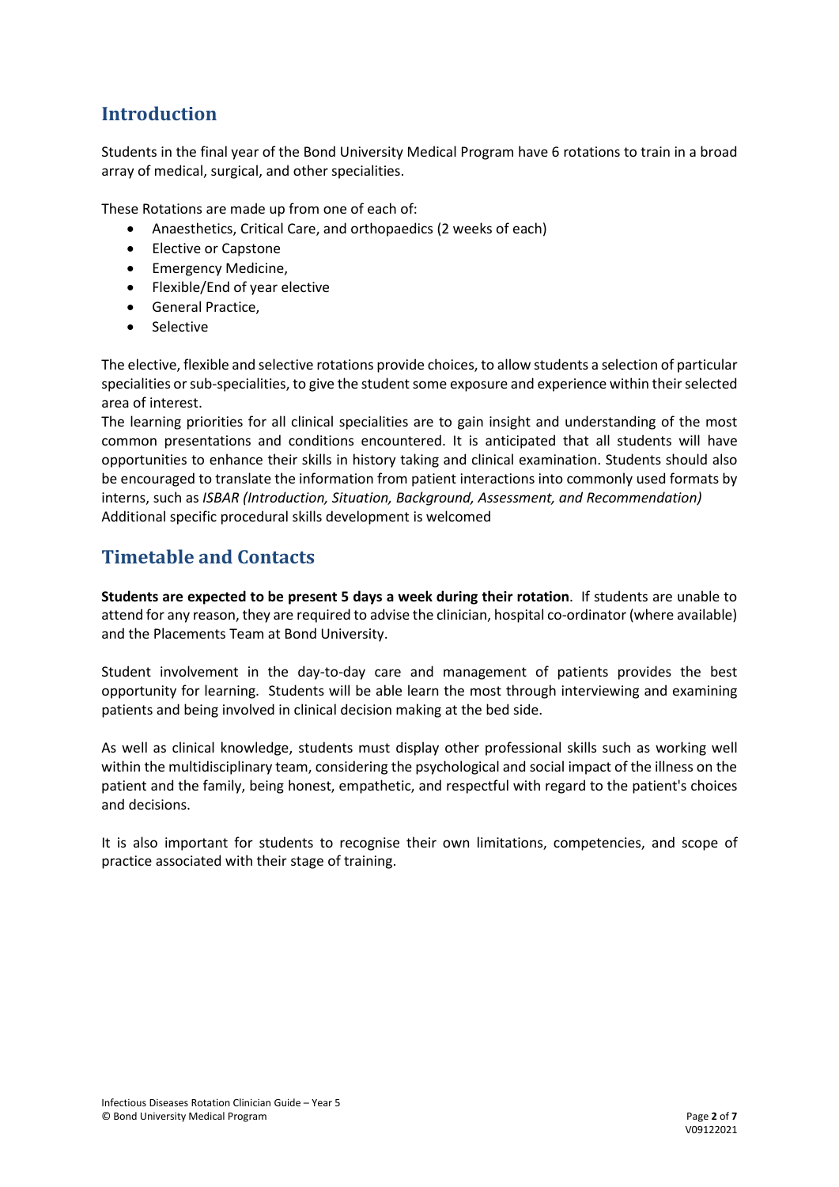## Introduction

Students in the final year of the Bond University Medical Program have 6 rotations to train in a broad array of medical, surgical, and other specialities.

These Rotations are made up from one of each of:

- Anaesthetics, Critical Care, and orthopaedics (2 weeks of each)
- Elective or Capstone
- Emergency Medicine,
- Flexible/End of year elective
- General Practice,
- Selective

The elective, flexible and selective rotations provide choices, to allow students a selection of particular specialities or sub-specialities, to give the student some exposure and experience within their selected area of interest.
The learning priorities for all clinical specialities are to gain insight and understanding of the most common presentations and conditions encountered. It is anticipated that all students will have opportunities to enhance their skills in history taking and clinical examination. Students should also be encouraged to translate the information from patient interactions into commonly used formats by interns, such as *ISBAR (Introduction, Situation, Background, Assessment, and Recommendation)*
Additional specific procedural skills development is welcomed

## Timetable and Contacts

**Students are expected to be present 5 days a week during their rotation**. If students are unable to attend for any reason, they are required to advise the clinician, hospital co-ordinator (where available) and the Placements Team at Bond University.

Student involvement in the day-to-day care and management of patients provides the best opportunity for learning. Students will be able learn the most through interviewing and examining patients and being involved in clinical decision making at the bed side.

As well as clinical knowledge, students must display other professional skills such as working well within the multidisciplinary team, considering the psychological and social impact of the illness on the patient and the family, being honest, empathetic, and respectful with regard to the patient's choices and decisions.

It is also important for students to recognise their own limitations, competencies, and scope of practice associated with their stage of training.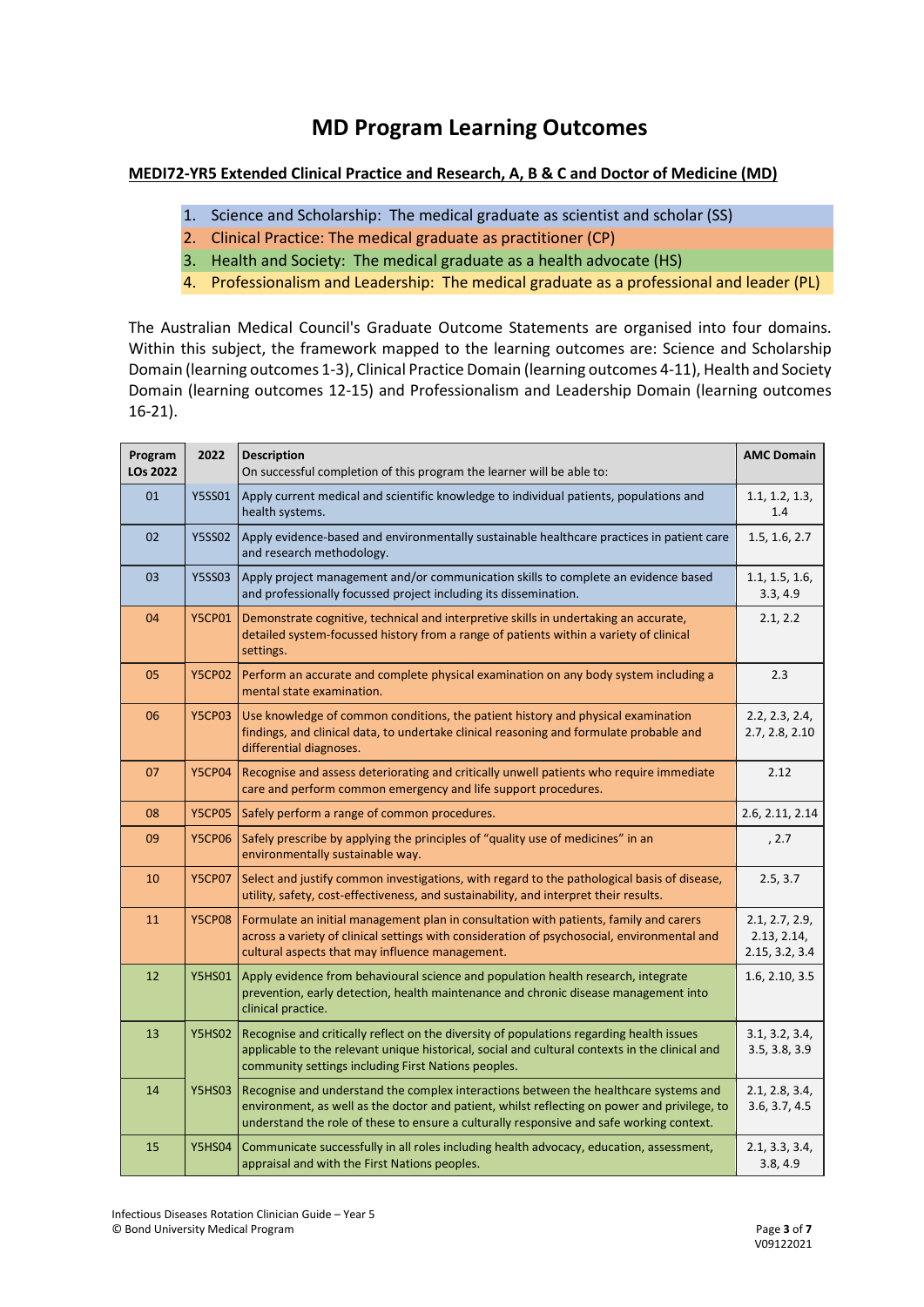# MD Program Learning Outcomes

**MEDI72-YR5 Extended Clinical Practice and Research, A, B & C and Doctor of Medicine (MD)**

1. Science and Scholarship: The medical graduate as scientist and scholar (SS)
2. Clinical Practice: The medical graduate as practitioner (CP)
3. Health and Society: The medical graduate as a health advocate (HS)
4. Professionalism and Leadership: The medical graduate as a professional and leader (PL)

The Australian Medical Council's Graduate Outcome Statements are organised into four domains. Within this subject, the framework mapped to the learning outcomes are: Science and Scholarship Domain (learning outcomes 1-3), Clinical Practice Domain (learning outcomes 4-11), Health and Society Domain (learning outcomes 12-15) and Professionalism and Leadership Domain (learning outcomes 16-21).

| Program LOs 2022 | 2022 | Description<br>On successful completion of this program the learner will be able to: | AMC Domain |
|---|---|---|---|
| 01 | Y5SS01 | Apply current medical and scientific knowledge to individual patients, populations and health systems. | 1.1, 1.2, 1.3, 1.4 |
| 02 | Y5SS02 | Apply evidence-based and environmentally sustainable healthcare practices in patient care and research methodology. | 1.5, 1.6, 2.7 |
| 03 | Y5SS03 | Apply project management and/or communication skills to complete an evidence based and professionally focussed project including its dissemination. | 1.1, 1.5, 1.6, 3.3, 4.9 |
| 04 | Y5CP01 | Demonstrate cognitive, technical and interpretive skills in undertaking an accurate, detailed system-focussed history from a range of patients within a variety of clinical settings. | 2.1, 2.2 |
| 05 | Y5CP02 | Perform an accurate and complete physical examination on any body system including a mental state examination. | 2.3 |
| 06 | Y5CP03 | Use knowledge of common conditions, the patient history and physical examination findings, and clinical data, to undertake clinical reasoning and formulate probable and differential diagnoses. | 2.2, 2.3, 2.4, 2.7, 2.8, 2.10 |
| 07 | Y5CP04 | Recognise and assess deteriorating and critically unwell patients who require immediate care and perform common emergency and life support procedures. | 2.12 |
| 08 | Y5CP05 | Safely perform a range of common procedures. | 2.6, 2.11, 2.14 |
| 09 | Y5CP06 | Safely prescribe by applying the principles of "quality use of medicines" in an environmentally sustainable way. | , 2.7 |
| 10 | Y5CP07 | Select and justify common investigations, with regard to the pathological basis of disease, utility, safety, cost-effectiveness, and sustainability, and interpret their results. | 2.5, 3.7 |
| 11 | Y5CP08 | Formulate an initial management plan in consultation with patients, family and carers across a variety of clinical settings with consideration of psychosocial, environmental and cultural aspects that may influence management. | 2.1, 2.7, 2.9, 2.13, 2.14, 2.15, 3.2, 3.4 |
| 12 | Y5HS01 | Apply evidence from behavioural science and population health research, integrate prevention, early detection, health maintenance and chronic disease management into clinical practice. | 1.6, 2.10, 3.5 |
| 13 | Y5HS02 | Recognise and critically reflect on the diversity of populations regarding health issues applicable to the relevant unique historical, social and cultural contexts in the clinical and community settings including First Nations peoples. | 3.1, 3.2, 3.4, 3.5, 3.8, 3.9 |
| 14 | Y5HS03 | Recognise and understand the complex interactions between the healthcare systems and environment, as well as the doctor and patient, whilst reflecting on power and privilege, to understand the role of these to ensure a culturally responsive and safe working context. | 2.1, 2.8, 3.4, 3.6, 3.7, 4.5 |
| 15 | Y5HS04 | Communicate successfully in all roles including health advocacy, education, assessment, appraisal and with the First Nations peoples. | 2.1, 3.3, 3.4, 3.8, 4.9 |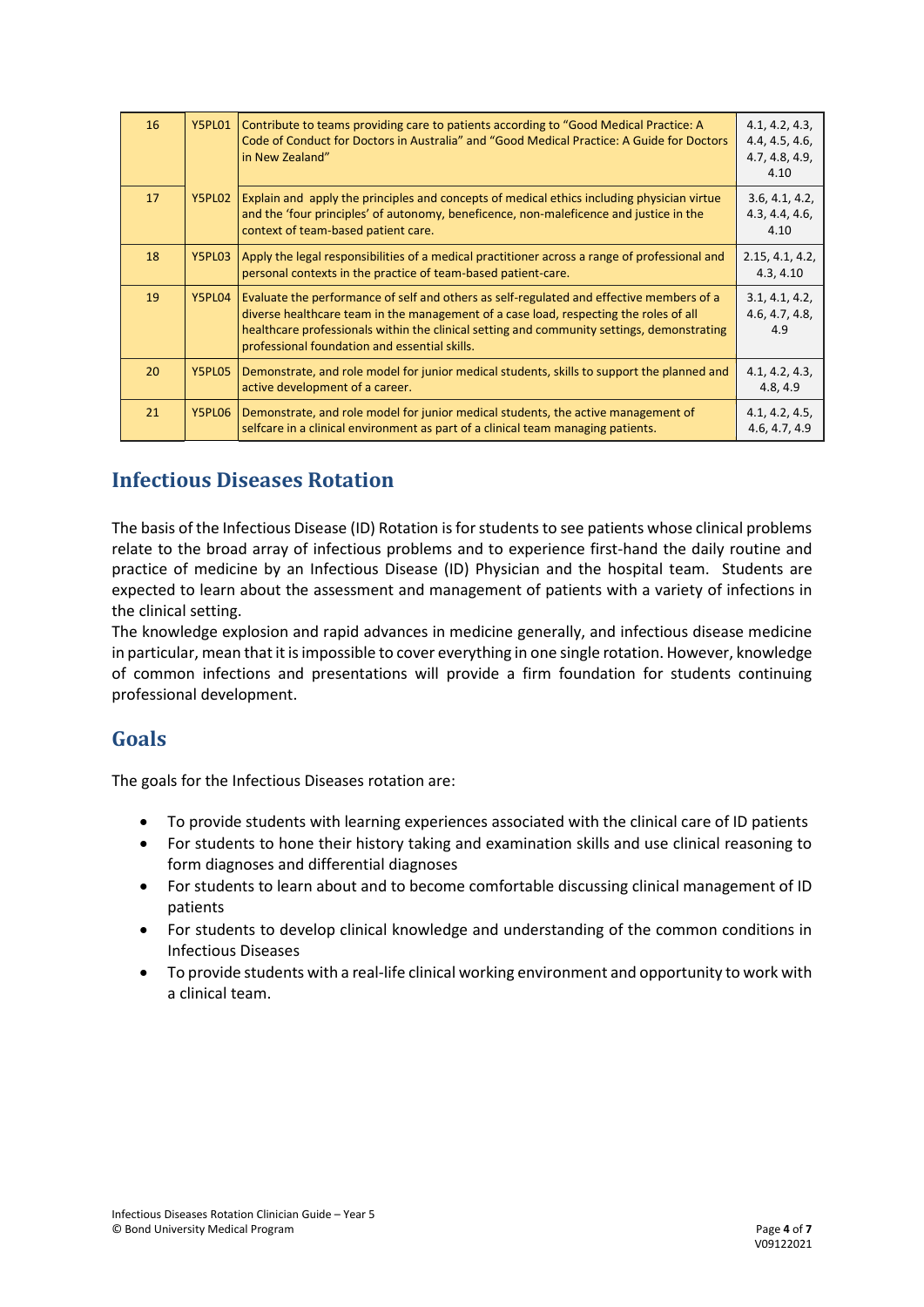| 16 | Y5PL01 | Contribute to teams providing care to patients according to "Good Medical Practice: A Code of Conduct for Doctors in Australia" and "Good Medical Practice: A Guide for Doctors in New Zealand" | 4.1, 4.2, 4.3, 4.4, 4.5, 4.6, 4.7, 4.8, 4.9, 4.10 |
|---|---|---|---|
| 17 | Y5PL02 | Explain and apply the principles and concepts of medical ethics including physician virtue and the 'four principles' of autonomy, beneficence, non-maleficence and justice in the context of team-based patient care. | 3.6, 4.1, 4.2, 4.3, 4.4, 4.6, 4.10 |
| 18 | Y5PL03 | Apply the legal responsibilities of a medical practitioner across a range of professional and personal contexts in the practice of team-based patient-care. | 2.15, 4.1, 4.2, 4.3, 4.10 |
| 19 | Y5PL04 | Evaluate the performance of self and others as self-regulated and effective members of a diverse healthcare team in the management of a case load, respecting the roles of all healthcare professionals within the clinical setting and community settings, demonstrating professional foundation and essential skills. | 3.1, 4.1, 4.2, 4.6, 4.7, 4.8, 4.9 |
| 20 | Y5PL05 | Demonstrate, and role model for junior medical students, skills to support the planned and active development of a career. | 4.1, 4.2, 4.3, 4.8, 4.9 |
| 21 | Y5PL06 | Demonstrate, and role model for junior medical students, the active management of selfcare in a clinical environment as part of a clinical team managing patients. | 4.1, 4.2, 4.5, 4.6, 4.7, 4.9 |

# Infectious Diseases Rotation

The basis of the Infectious Disease (ID) Rotation is for students to see patients whose clinical problems relate to the broad array of infectious problems and to experience first-hand the daily routine and practice of medicine by an Infectious Disease (ID) Physician and the hospital team. Students are expected to learn about the assessment and management of patients with a variety of infections in the clinical setting.

The knowledge explosion and rapid advances in medicine generally, and infectious disease medicine in particular, mean that it is impossible to cover everything in one single rotation. However, knowledge of common infections and presentations will provide a firm foundation for students continuing professional development.

## Goals

The goals for the Infectious Diseases rotation are:

- To provide students with learning experiences associated with the clinical care of ID patients
- For students to hone their history taking and examination skills and use clinical reasoning to form diagnoses and differential diagnoses
- For students to learn about and to become comfortable discussing clinical management of ID patients
- For students to develop clinical knowledge and understanding of the common conditions in Infectious Diseases
- To provide students with a real-life clinical working environment and opportunity to work with a clinical team.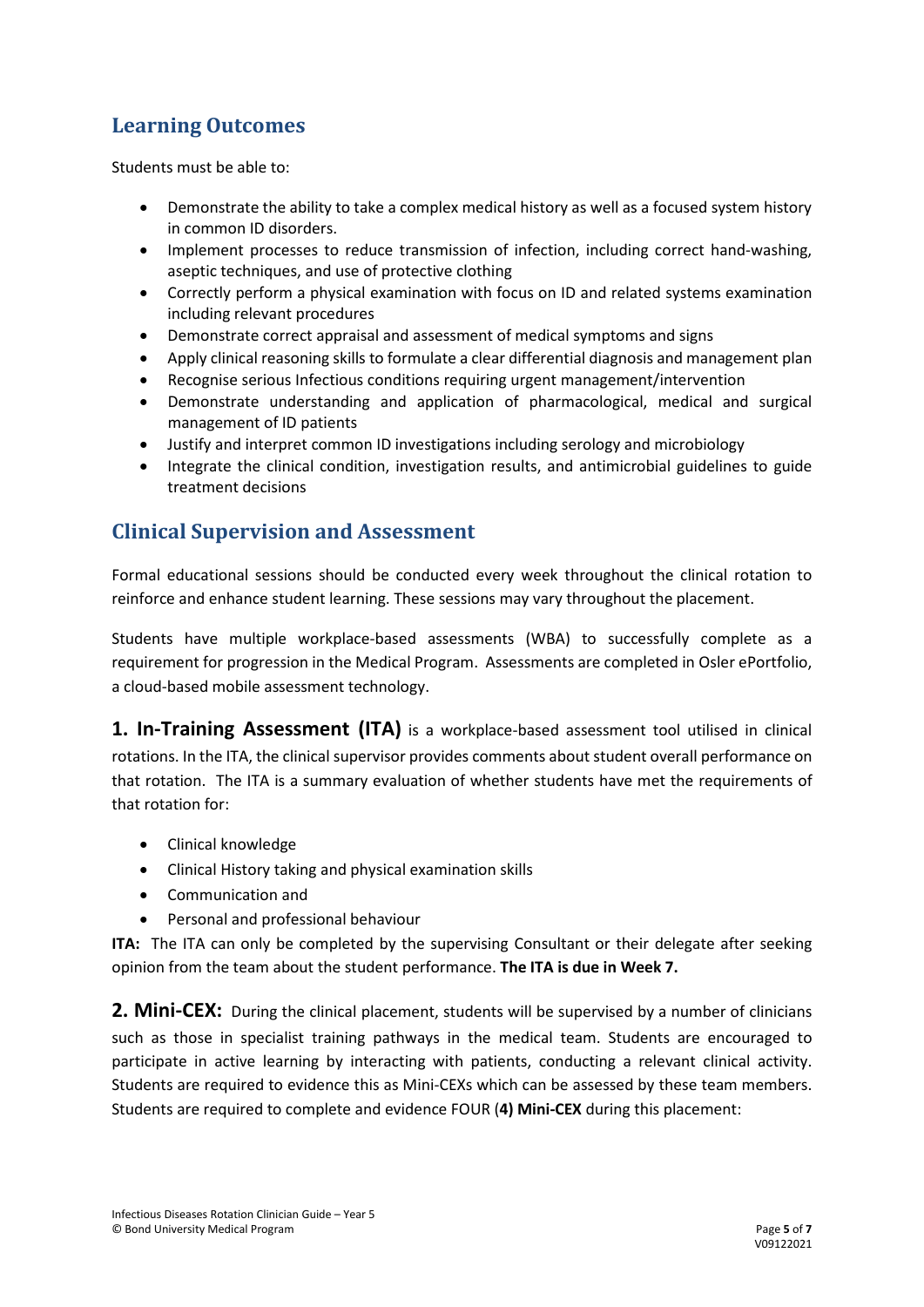## Learning Outcomes

Students must be able to:

- Demonstrate the ability to take a complex medical history as well as a focused system history in common ID disorders.
- Implement processes to reduce transmission of infection, including correct hand-washing, aseptic techniques, and use of protective clothing
- Correctly perform a physical examination with focus on ID and related systems examination including relevant procedures
- Demonstrate correct appraisal and assessment of medical symptoms and signs
- Apply clinical reasoning skills to formulate a clear differential diagnosis and management plan
- Recognise serious Infectious conditions requiring urgent management/intervention
- Demonstrate understanding and application of pharmacological, medical and surgical management of ID patients
- Justify and interpret common ID investigations including serology and microbiology
- Integrate the clinical condition, investigation results, and antimicrobial guidelines to guide treatment decisions

## Clinical Supervision and Assessment

Formal educational sessions should be conducted every week throughout the clinical rotation to reinforce and enhance student learning. These sessions may vary throughout the placement.

Students have multiple workplace-based assessments (WBA) to successfully complete as a requirement for progression in the Medical Program. Assessments are completed in Osler ePortfolio, a cloud-based mobile assessment technology.

**1. In-Training Assessment (ITA)** is a workplace-based assessment tool utilised in clinical rotations. In the ITA, the clinical supervisor provides comments about student overall performance on that rotation. The ITA is a summary evaluation of whether students have met the requirements of that rotation for:

- Clinical knowledge
- Clinical History taking and physical examination skills
- Communication and
- Personal and professional behaviour

**ITA:** The ITA can only be completed by the supervising Consultant or their delegate after seeking opinion from the team about the student performance. **The ITA is due in Week 7.**

**2. Mini-CEX:** During the clinical placement, students will be supervised by a number of clinicians such as those in specialist training pathways in the medical team. Students are encouraged to participate in active learning by interacting with patients, conducting a relevant clinical activity. Students are required to evidence this as Mini-CEXs which can be assessed by these team members. Students are required to complete and evidence FOUR (**4) Mini-CEX** during this placement: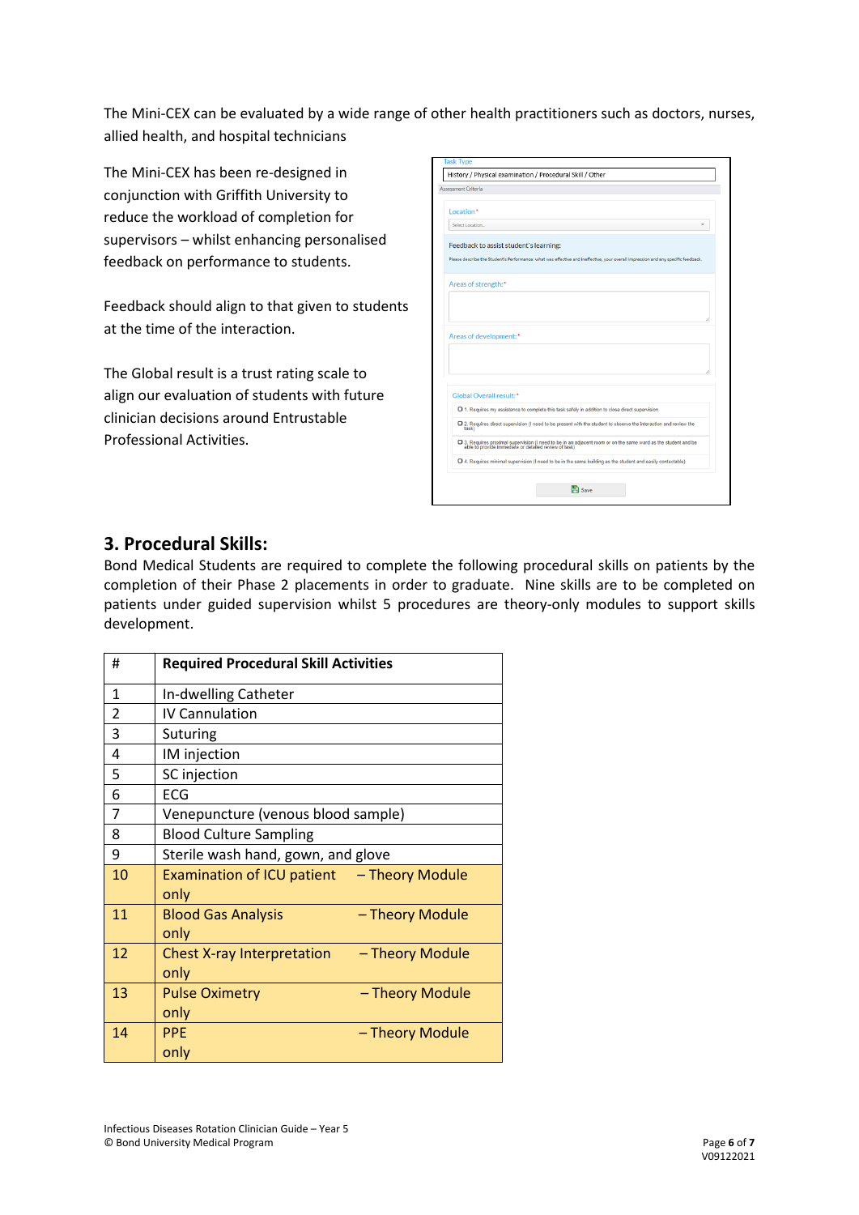The Mini-CEX can be evaluated by a wide range of other health practitioners such as doctors, nurses, allied health, and hospital technicians

The Mini-CEX has been re-designed in conjunction with Griffith University to reduce the workload of completion for supervisors – whilst enhancing personalised feedback on performance to students.

Feedback should align to that given to students at the time of the interaction.

The Global result is a trust rating scale to align our evaluation of students with future clinician decisions around Entrustable Professional Activities.

## 3. Procedural Skills:

Bond Medical Students are required to complete the following procedural skills on patients by the completion of their Phase 2 placements in order to graduate. Nine skills are to be completed on patients under guided supervision whilst 5 procedures are theory-only modules to support skills development.

| # | Required Procedural Skill Activities |
|---|---|
| 1 | In-dwelling Catheter |
| 2 | IV Cannulation |
| 3 | Suturing |
| 4 | IM injection |
| 5 | SC injection |
| 6 | ECG |
| 7 | Venepuncture (venous blood sample) |
| 8 | Blood Culture Sampling |
| 9 | Sterile wash hand, gown, and glove |
| 10 | Examination of ICU patient – Theory Module only |
| 11 | Blood Gas Analysis – Theory Module only |
| 12 | Chest X-ray Interpretation – Theory Module only |
| 13 | Pulse Oximetry – Theory Module only |
| 14 | PPE – Theory Module only |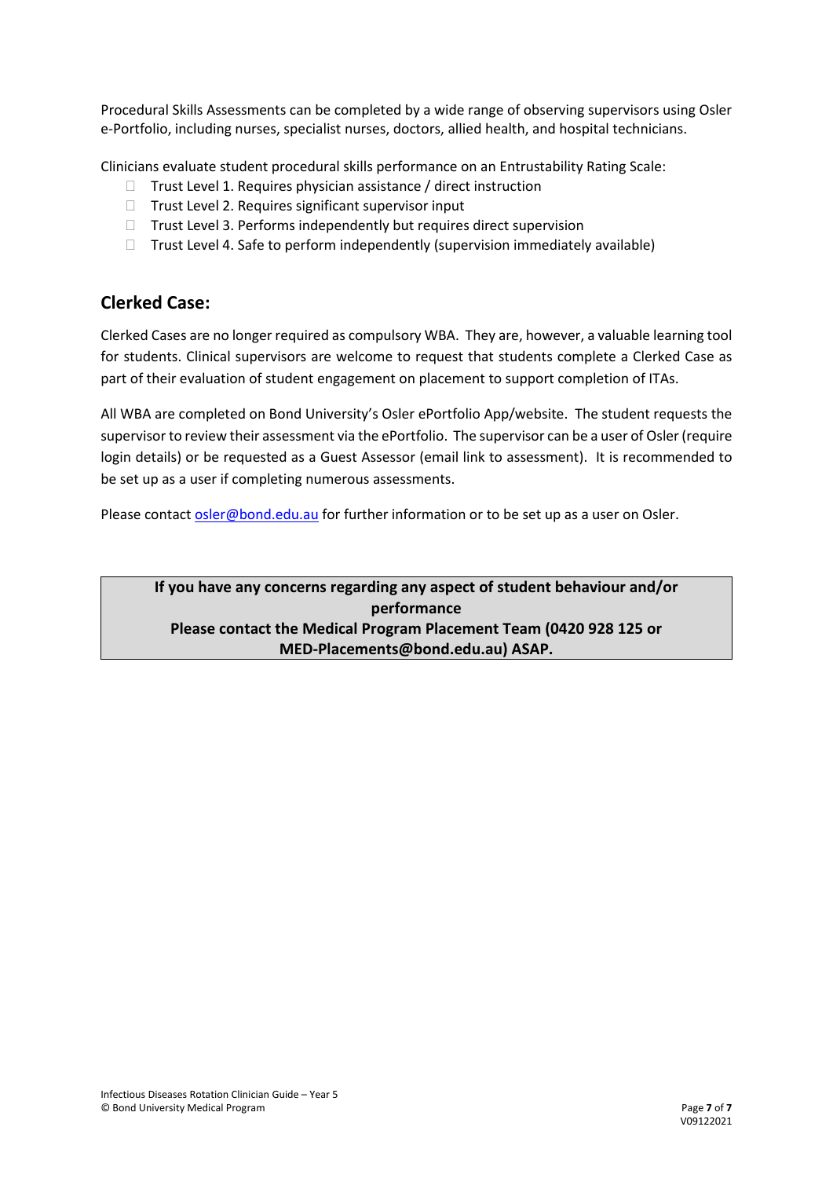Procedural Skills Assessments can be completed by a wide range of observing supervisors using Osler e-Portfolio, including nurses, specialist nurses, doctors, allied health, and hospital technicians.

Clinicians evaluate student procedural skills performance on an Entrustability Rating Scale:

- Trust Level 1. Requires physician assistance / direct instruction
- Trust Level 2. Requires significant supervisor input
- Trust Level 3. Performs independently but requires direct supervision
- Trust Level 4. Safe to perform independently (supervision immediately available)

## Clerked Case:

Clerked Cases are no longer required as compulsory WBA. They are, however, a valuable learning tool for students. Clinical supervisors are welcome to request that students complete a Clerked Case as part of their evaluation of student engagement on placement to support completion of ITAs.

All WBA are completed on Bond University's Osler ePortfolio App/website. The student requests the supervisor to review their assessment via the ePortfolio. The supervisor can be a user of Osler (require login details) or be requested as a Guest Assessor (email link to assessment). It is recommended to be set up as a user if completing numerous assessments.

Please contact osler@bond.edu.au for further information or to be set up as a user on Osler.

**If you have any concerns regarding any aspect of student behaviour and/or performance**
**Please contact the Medical Program Placement Team (0420 928 125 or MED-Placements@bond.edu.au) ASAP.**